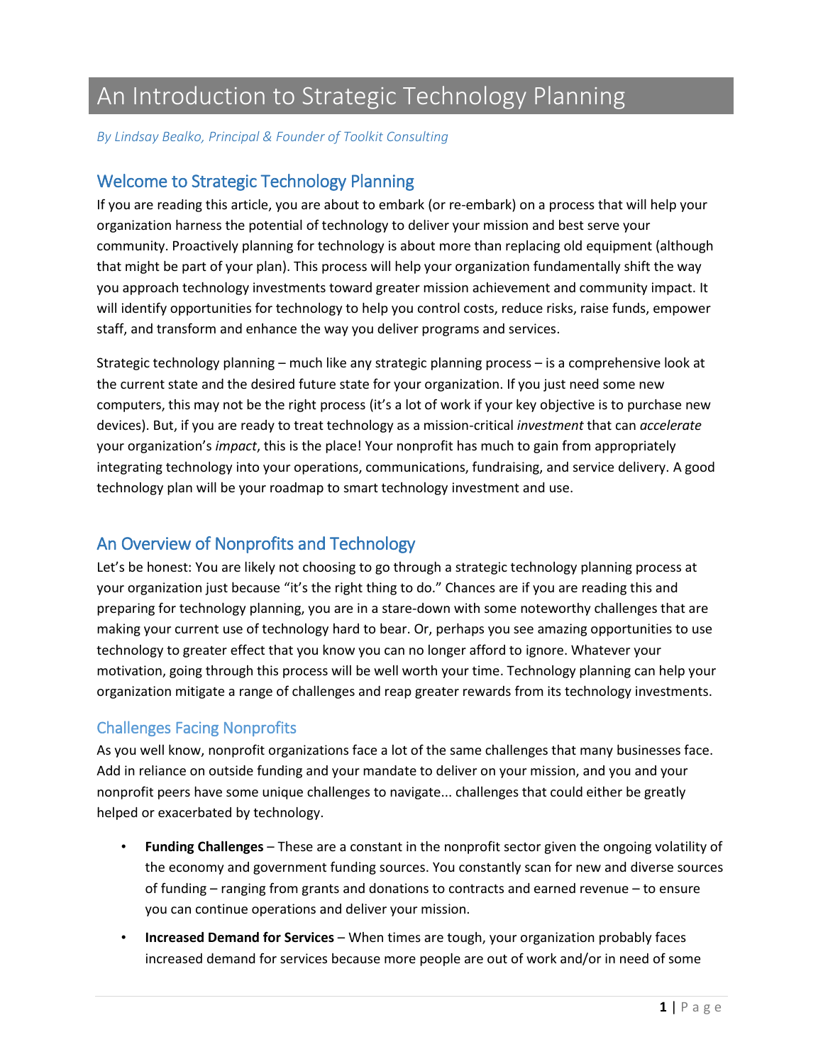# An Introduction to Strategic Technology Planning

*By Lindsay Bealko, Principal & Founder of Toolkit Consulting*

## Welcome to Strategic Technology Planning

If you are reading this article, you are about to embark (or re-embark) on a process that will help your organization harness the potential of technology to deliver your mission and best serve your community. Proactively planning for technology is about more than replacing old equipment (although that might be part of your plan). This process will help your organization fundamentally shift the way you approach technology investments toward greater mission achievement and community impact. It will identify opportunities for technology to help you control costs, reduce risks, raise funds, empower staff, and transform and enhance the way you deliver programs and services.

Strategic technology planning – much like any strategic planning process – is a comprehensive look at the current state and the desired future state for your organization. If you just need some new computers, this may not be the right process (it's a lot of work if your key objective is to purchase new devices). But, if you are ready to treat technology as a mission-critical *investment* that can *accelerate* your organization's *impact*, this is the place! Your nonprofit has much to gain from appropriately integrating technology into your operations, communications, fundraising, and service delivery. A good technology plan will be your roadmap to smart technology investment and use.

## An Overview of Nonprofits and Technology

Let's be honest: You are likely not choosing to go through a strategic technology planning process at your organization just because "it's the right thing to do." Chances are if you are reading this and preparing for technology planning, you are in a stare-down with some noteworthy challenges that are making your current use of technology hard to bear. Or, perhaps you see amazing opportunities to use technology to greater effect that you know you can no longer afford to ignore. Whatever your motivation, going through this process will be well worth your time. Technology planning can help your organization mitigate a range of challenges and reap greater rewards from its technology investments.

### Challenges Facing Nonprofits

As you well know, nonprofit organizations face a lot of the same challenges that many businesses face. Add in reliance on outside funding and your mandate to deliver on your mission, and you and your nonprofit peers have some unique challenges to navigate... challenges that could either be greatly helped or exacerbated by technology.

- **Funding Challenges** – These are a constant in the nonprofit sector given the ongoing volatility of the economy and government funding sources. You constantly scan for new and diverse sources of funding – ranging from grants and donations to contracts and earned revenue – to ensure you can continue operations and deliver your mission.
- **Increased Demand for Services** – When times are tough, your organization probably faces increased demand for services because more people are out of work and/or in need of some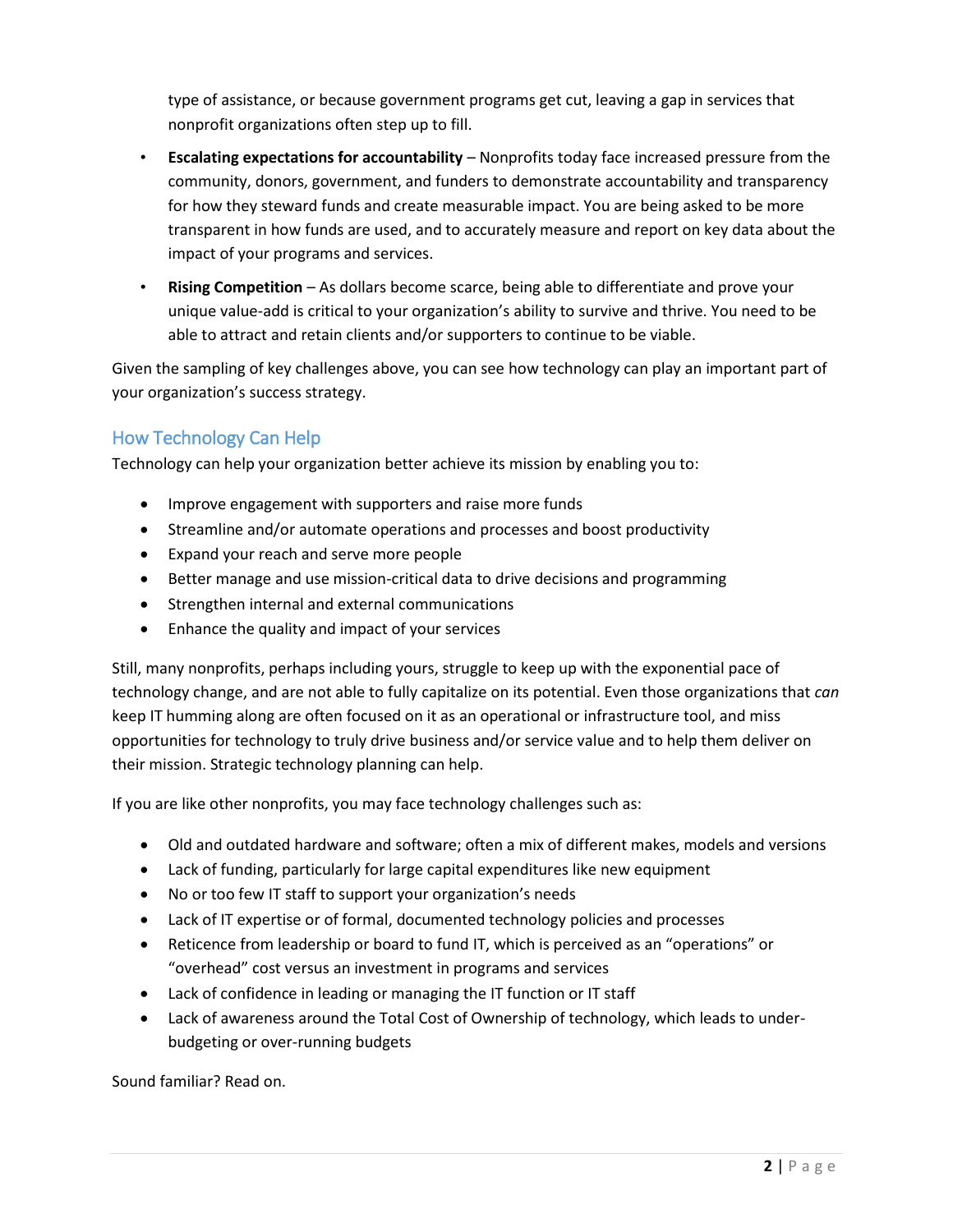type of assistance, or because government programs get cut, leaving a gap in services that nonprofit organizations often step up to fill.

- **Escalating expectations for accountability** – Nonprofits today face increased pressure from the community, donors, government, and funders to demonstrate accountability and transparency for how they steward funds and create measurable impact. You are being asked to be more transparent in how funds are used, and to accurately measure and report on key data about the impact of your programs and services.
- **Rising Competition** – As dollars become scarce, being able to differentiate and prove your unique value-add is critical to your organization's ability to survive and thrive. You need to be able to attract and retain clients and/or supporters to continue to be viable.

Given the sampling of key challenges above, you can see how technology can play an important part of your organization's success strategy.

## How Technology Can Help

Technology can help your organization better achieve its mission by enabling you to:

- Improve engagement with supporters and raise more funds
- Streamline and/or automate operations and processes and boost productivity
- Expand your reach and serve more people
- Better manage and use mission-critical data to drive decisions and programming
- Strengthen internal and external communications
- Enhance the quality and impact of your services

Still, many nonprofits, perhaps including yours, struggle to keep up with the exponential pace of technology change, and are not able to fully capitalize on its potential. Even those organizations that *can* keep IT humming along are often focused on it as an operational or infrastructure tool, and miss opportunities for technology to truly drive business and/or service value and to help them deliver on their mission. Strategic technology planning can help.

If you are like other nonprofits, you may face technology challenges such as:

- Old and outdated hardware and software; often a mix of different makes, models and versions
- Lack of funding, particularly for large capital expenditures like new equipment
- No or too few IT staff to support your organization's needs
- Lack of IT expertise or of formal, documented technology policies and processes
- Reticence from leadership or board to fund IT, which is perceived as an "operations" or "overhead" cost versus an investment in programs and services
- Lack of confidence in leading or managing the IT function or IT staff
- Lack of awareness around the Total Cost of Ownership of technology, which leads to under-budgeting or over-running budgets

Sound familiar? Read on.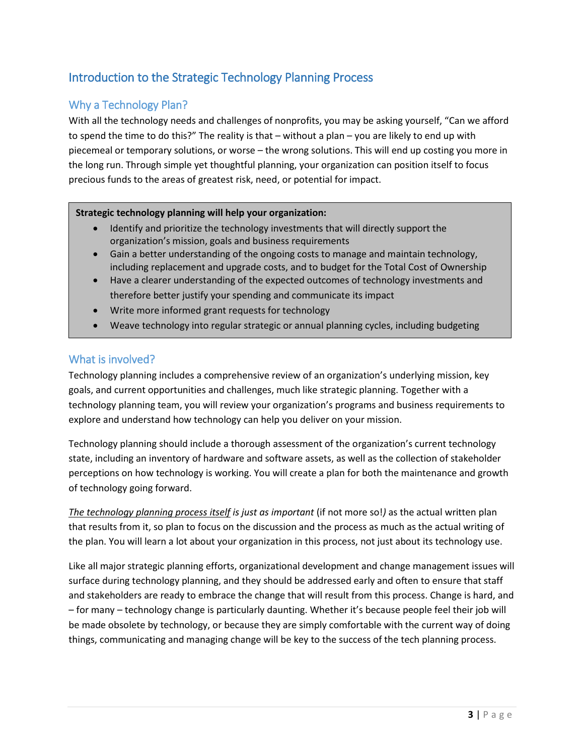# Introduction to the Strategic Technology Planning Process

## Why a Technology Plan?

With all the technology needs and challenges of nonprofits, you may be asking yourself, "Can we afford to spend the time to do this?" The reality is that – without a plan – you are likely to end up with piecemeal or temporary solutions, or worse – the wrong solutions. This will end up costing you more in the long run. Through simple yet thoughtful planning, your organization can position itself to focus precious funds to the areas of greatest risk, need, or potential for impact.

**Strategic technology planning will help your organization:**

- Identify and prioritize the technology investments that will directly support the organization's mission, goals and business requirements
- Gain a better understanding of the ongoing costs to manage and maintain technology, including replacement and upgrade costs, and to budget for the Total Cost of Ownership
- Have a clearer understanding of the expected outcomes of technology investments and therefore better justify your spending and communicate its impact
- Write more informed grant requests for technology
- Weave technology into regular strategic or annual planning cycles, including budgeting

## What is involved?

Technology planning includes a comprehensive review of an organization's underlying mission, key goals, and current opportunities and challenges, much like strategic planning. Together with a technology planning team, you will review your organization's programs and business requirements to explore and understand how technology can help you deliver on your mission.

Technology planning should include a thorough assessment of the organization's current technology state, including an inventory of hardware and software assets, as well as the collection of stakeholder perceptions on how technology is working. You will create a plan for both the maintenance and growth of technology going forward.

*<u>The technology planning process itself</u> is just as important* (if not more so!*)* as the actual written plan that results from it, so plan to focus on the discussion and the process as much as the actual writing of the plan. You will learn a lot about your organization in this process, not just about its technology use.

Like all major strategic planning efforts, organizational development and change management issues will surface during technology planning, and they should be addressed early and often to ensure that staff and stakeholders are ready to embrace the change that will result from this process. Change is hard, and – for many – technology change is particularly daunting. Whether it's because people feel their job will be made obsolete by technology, or because they are simply comfortable with the current way of doing things, communicating and managing change will be key to the success of the tech planning process.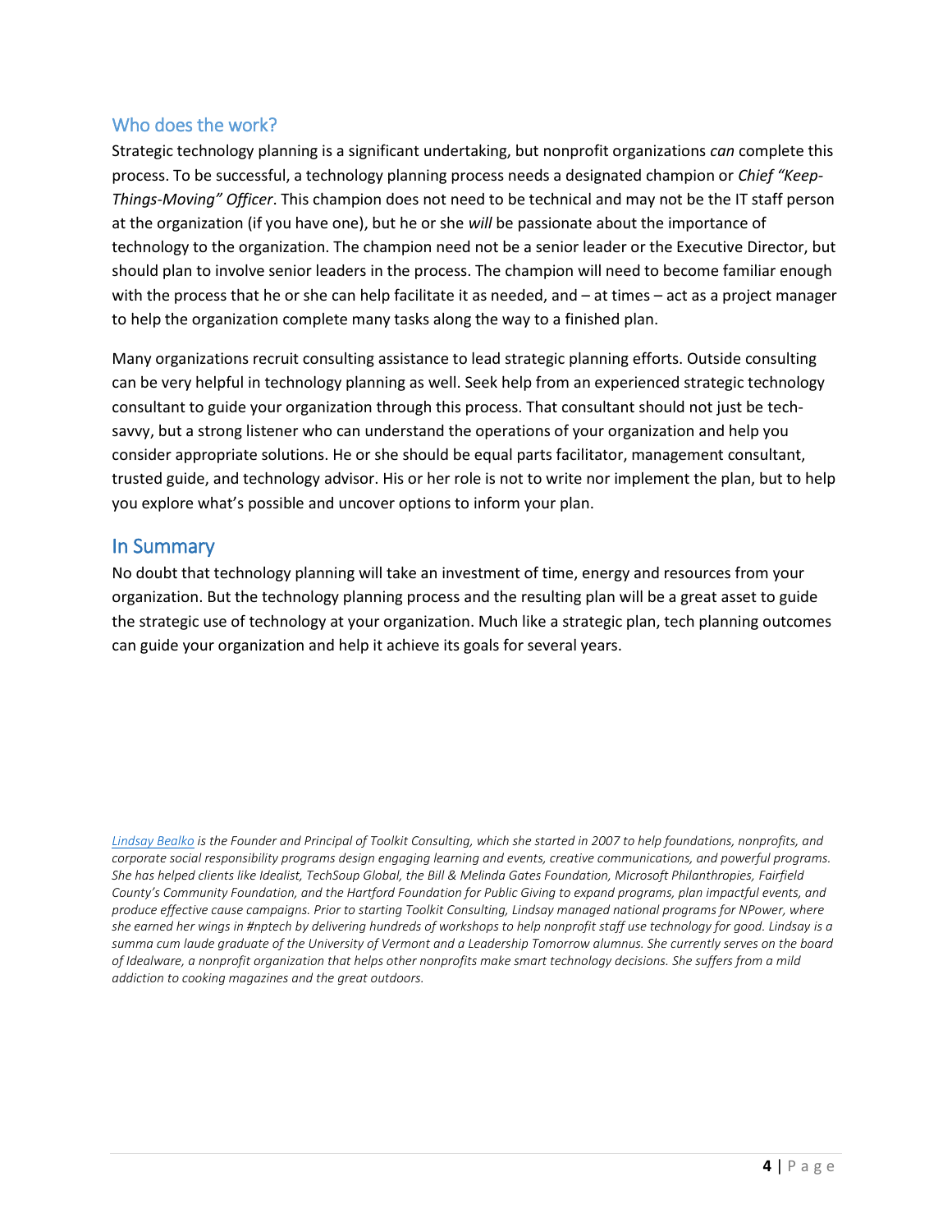## Who does the work?

Strategic technology planning is a significant undertaking, but nonprofit organizations *can* complete this process. To be successful, a technology planning process needs a designated champion or *Chief "Keep-Things-Moving" Officer*. This champion does not need to be technical and may not be the IT staff person at the organization (if you have one), but he or she *will* be passionate about the importance of technology to the organization. The champion need not be a senior leader or the Executive Director, but should plan to involve senior leaders in the process. The champion will need to become familiar enough with the process that he or she can help facilitate it as needed, and – at times – act as a project manager to help the organization complete many tasks along the way to a finished plan.

Many organizations recruit consulting assistance to lead strategic planning efforts. Outside consulting can be very helpful in technology planning as well. Seek help from an experienced strategic technology consultant to guide your organization through this process. That consultant should not just be tech-savvy, but a strong listener who can understand the operations of your organization and help you consider appropriate solutions. He or she should be equal parts facilitator, management consultant, trusted guide, and technology advisor. His or her role is not to write nor implement the plan, but to help you explore what's possible and uncover options to inform your plan.

## In Summary

No doubt that technology planning will take an investment of time, energy and resources from your organization. But the technology planning process and the resulting plan will be a great asset to guide the strategic use of technology at your organization. Much like a strategic plan, tech planning outcomes can guide your organization and help it achieve its goals for several years.

*Lindsay Bealko is the Founder and Principal of Toolkit Consulting, which she started in 2007 to help foundations, nonprofits, and corporate social responsibility programs design engaging learning and events, creative communications, and powerful programs. She has helped clients like Idealist, TechSoup Global, the Bill & Melinda Gates Foundation, Microsoft Philanthropies, Fairfield County's Community Foundation, and the Hartford Foundation for Public Giving to expand programs, plan impactful events, and produce effective cause campaigns. Prior to starting Toolkit Consulting, Lindsay managed national programs for NPower, where she earned her wings in #nptech by delivering hundreds of workshops to help nonprofit staff use technology for good. Lindsay is a summa cum laude graduate of the University of Vermont and a Leadership Tomorrow alumnus. She currently serves on the board of Idealware, a nonprofit organization that helps other nonprofits make smart technology decisions. She suffers from a mild addiction to cooking magazines and the great outdoors.*